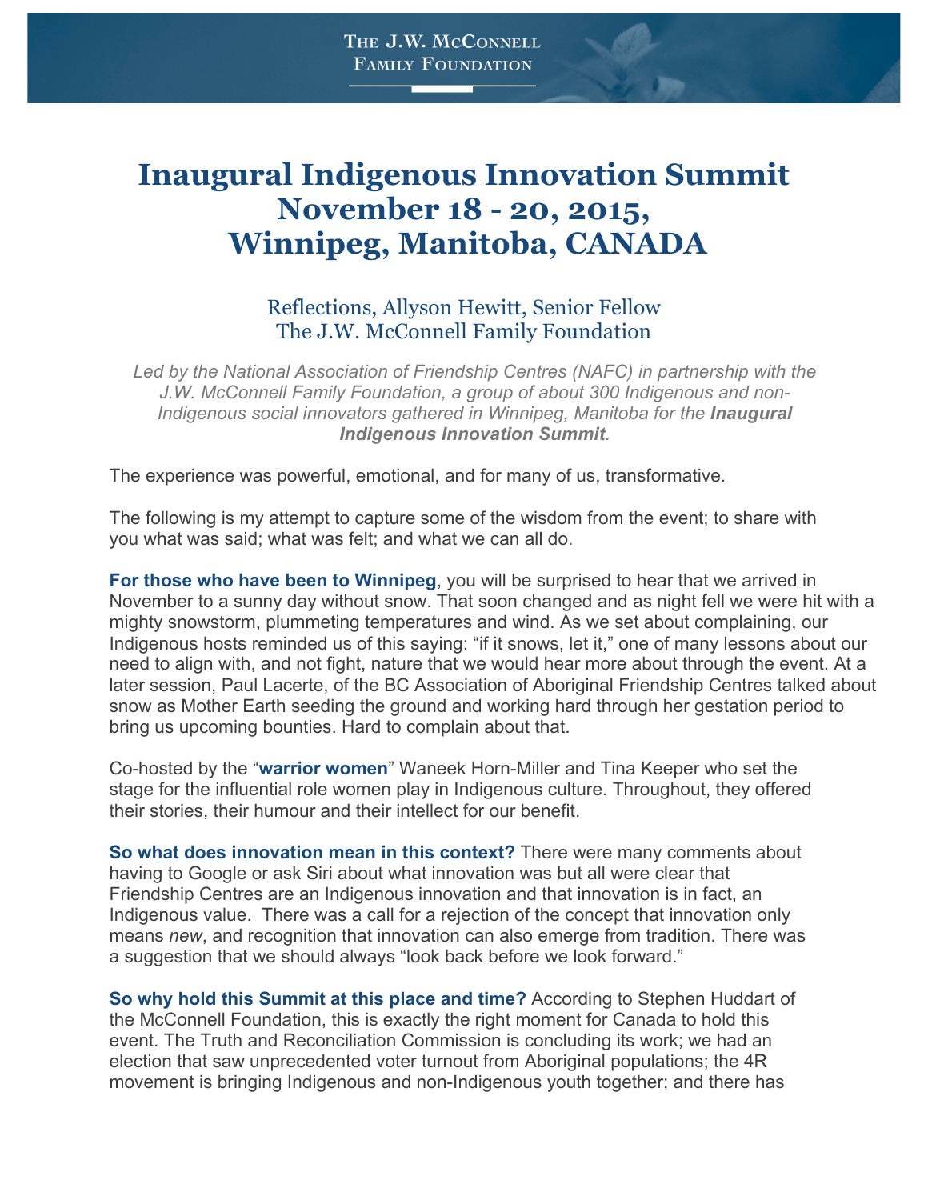The J.W. McConnell Family Foundation

# Inaugural Indigenous Innovation Summit November 18 - 20, 2015, Winnipeg, Manitoba, CANADA

## Reflections, Allyson Hewitt, Senior Fellow The J.W. McConnell Family Foundation

*Led by the National Association of Friendship Centres (NAFC) in partnership with the J.W. McConnell Family Foundation, a group of about 300 Indigenous and non-Indigenous social innovators gathered in Winnipeg, Manitoba for the* ***Inaugural Indigenous Innovation Summit.***

The experience was powerful, emotional, and for many of us, transformative.

The following is my attempt to capture some of the wisdom from the event; to share with you what was said; what was felt; and what we can all do.

**For those who have been to Winnipeg**, you will be surprised to hear that we arrived in November to a sunny day without snow. That soon changed and as night fell we were hit with a mighty snowstorm, plummeting temperatures and wind. As we set about complaining, our Indigenous hosts reminded us of this saying: "if it snows, let it," one of many lessons about our need to align with, and not fight, nature that we would hear more about through the event. At a later session, Paul Lacerte, of the BC Association of Aboriginal Friendship Centres talked about snow as Mother Earth seeding the ground and working hard through her gestation period to bring us upcoming bounties. Hard to complain about that.

Co-hosted by the "**warrior women**" Waneek Horn-Miller and Tina Keeper who set the stage for the influential role women play in Indigenous culture. Throughout, they offered their stories, their humour and their intellect for our benefit.

**So what does innovation mean in this context?** There were many comments about having to Google or ask Siri about what innovation was but all were clear that Friendship Centres are an Indigenous innovation and that innovation is in fact, an Indigenous value. There was a call for a rejection of the concept that innovation only means *new*, and recognition that innovation can also emerge from tradition. There was a suggestion that we should always "look back before we look forward."

**So why hold this Summit at this place and time?** According to Stephen Huddart of the McConnell Foundation, this is exactly the right moment for Canada to hold this event. The Truth and Reconciliation Commission is concluding its work; we had an election that saw unprecedented voter turnout from Aboriginal populations; the 4R movement is bringing Indigenous and non-Indigenous youth together; and there has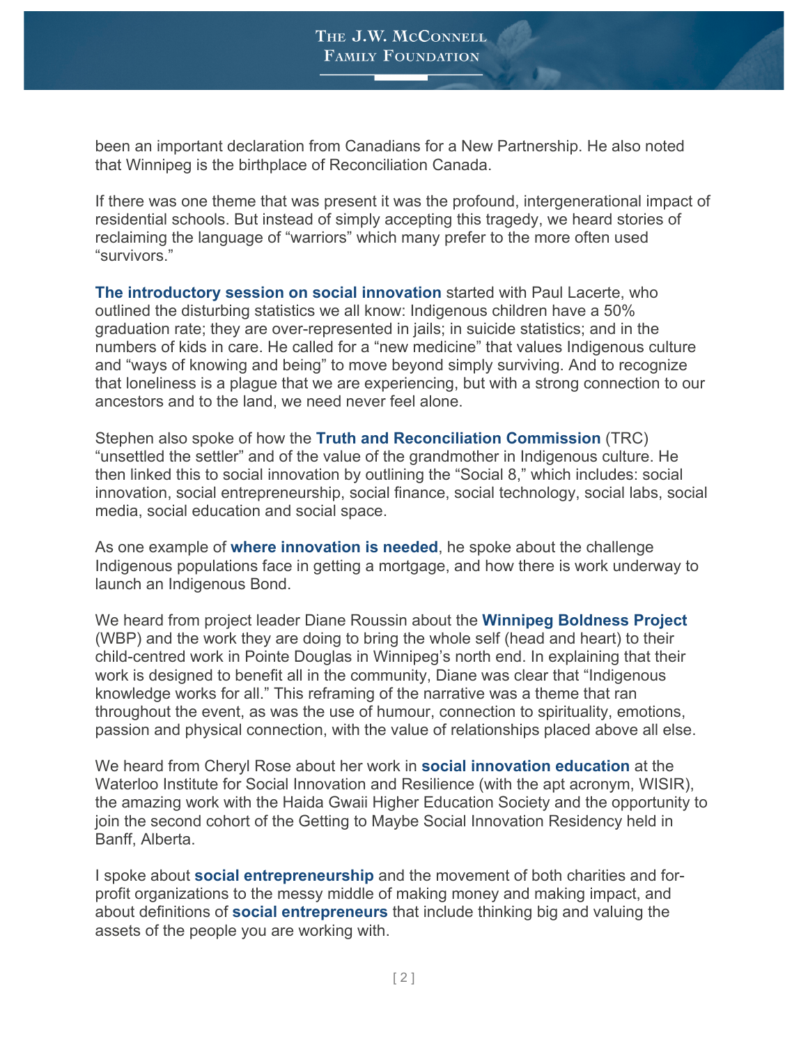been an important declaration from Canadians for a New Partnership. He also noted that Winnipeg is the birthplace of Reconciliation Canada.

If there was one theme that was present it was the profound, intergenerational impact of residential schools. But instead of simply accepting this tragedy, we heard stories of reclaiming the language of "warriors" which many prefer to the more often used "survivors."

**The introductory session on social innovation** started with Paul Lacerte, who outlined the disturbing statistics we all know: Indigenous children have a 50% graduation rate; they are over-represented in jails; in suicide statistics; and in the numbers of kids in care. He called for a "new medicine" that values Indigenous culture and "ways of knowing and being" to move beyond simply surviving. And to recognize that loneliness is a plague that we are experiencing, but with a strong connection to our ancestors and to the land, we need never feel alone.

Stephen also spoke of how the **Truth and Reconciliation Commission** (TRC) "unsettled the settler" and of the value of the grandmother in Indigenous culture. He then linked this to social innovation by outlining the "Social 8," which includes: social innovation, social entrepreneurship, social finance, social technology, social labs, social media, social education and social space.

As one example of **where innovation is needed**, he spoke about the challenge Indigenous populations face in getting a mortgage, and how there is work underway to launch an Indigenous Bond.

We heard from project leader Diane Roussin about the **Winnipeg Boldness Project** (WBP) and the work they are doing to bring the whole self (head and heart) to their child-centred work in Pointe Douglas in Winnipeg's north end. In explaining that their work is designed to benefit all in the community, Diane was clear that "Indigenous knowledge works for all." This reframing of the narrative was a theme that ran throughout the event, as was the use of humour, connection to spirituality, emotions, passion and physical connection, with the value of relationships placed above all else.

We heard from Cheryl Rose about her work in **social innovation education** at the Waterloo Institute for Social Innovation and Resilience (with the apt acronym, WISIR), the amazing work with the Haida Gwaii Higher Education Society and the opportunity to join the second cohort of the Getting to Maybe Social Innovation Residency held in Banff, Alberta.

I spoke about **social entrepreneurship** and the movement of both charities and for-profit organizations to the messy middle of making money and making impact, and about definitions of **social entrepreneurs** that include thinking big and valuing the assets of the people you are working with.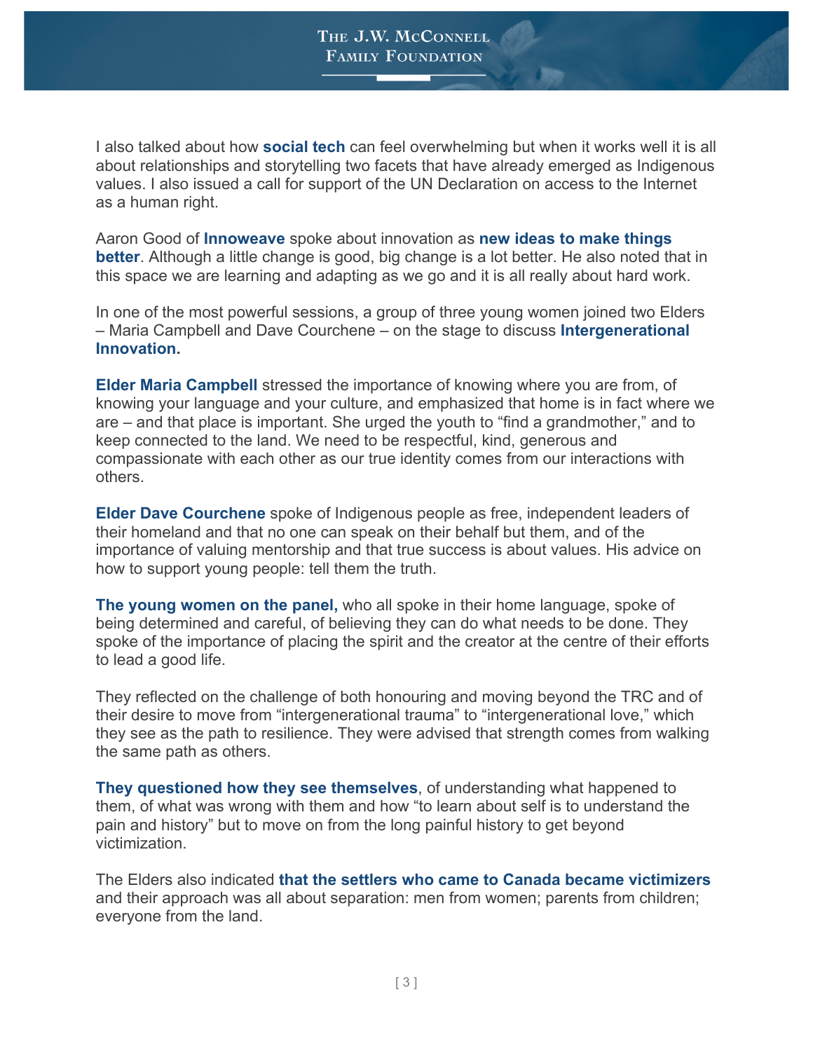I also talked about how **social tech** can feel overwhelming but when it works well it is all about relationships and storytelling two facets that have already emerged as Indigenous values. I also issued a call for support of the UN Declaration on access to the Internet as a human right.

Aaron Good of **Innoweave** spoke about innovation as **new ideas to make things better**. Although a little change is good, big change is a lot better. He also noted that in this space we are learning and adapting as we go and it is all really about hard work.

In one of the most powerful sessions, a group of three young women joined two Elders – Maria Campbell and Dave Courchene – on the stage to discuss **Intergenerational Innovation.**

**Elder Maria Campbell** stressed the importance of knowing where you are from, of knowing your language and your culture, and emphasized that home is in fact where we are – and that place is important. She urged the youth to "find a grandmother," and to keep connected to the land. We need to be respectful, kind, generous and compassionate with each other as our true identity comes from our interactions with others.

**Elder Dave Courchene** spoke of Indigenous people as free, independent leaders of their homeland and that no one can speak on their behalf but them, and of the importance of valuing mentorship and that true success is about values. His advice on how to support young people: tell them the truth.

**The young women on the panel,** who all spoke in their home language, spoke of being determined and careful, of believing they can do what needs to be done. They spoke of the importance of placing the spirit and the creator at the centre of their efforts to lead a good life.

They reflected on the challenge of both honouring and moving beyond the TRC and of their desire to move from "intergenerational trauma" to "intergenerational love," which they see as the path to resilience. They were advised that strength comes from walking the same path as others.

**They questioned how they see themselves**, of understanding what happened to them, of what was wrong with them and how "to learn about self is to understand the pain and history" but to move on from the long painful history to get beyond victimization.

The Elders also indicated **that the settlers who came to Canada became victimizers** and their approach was all about separation: men from women; parents from children; everyone from the land.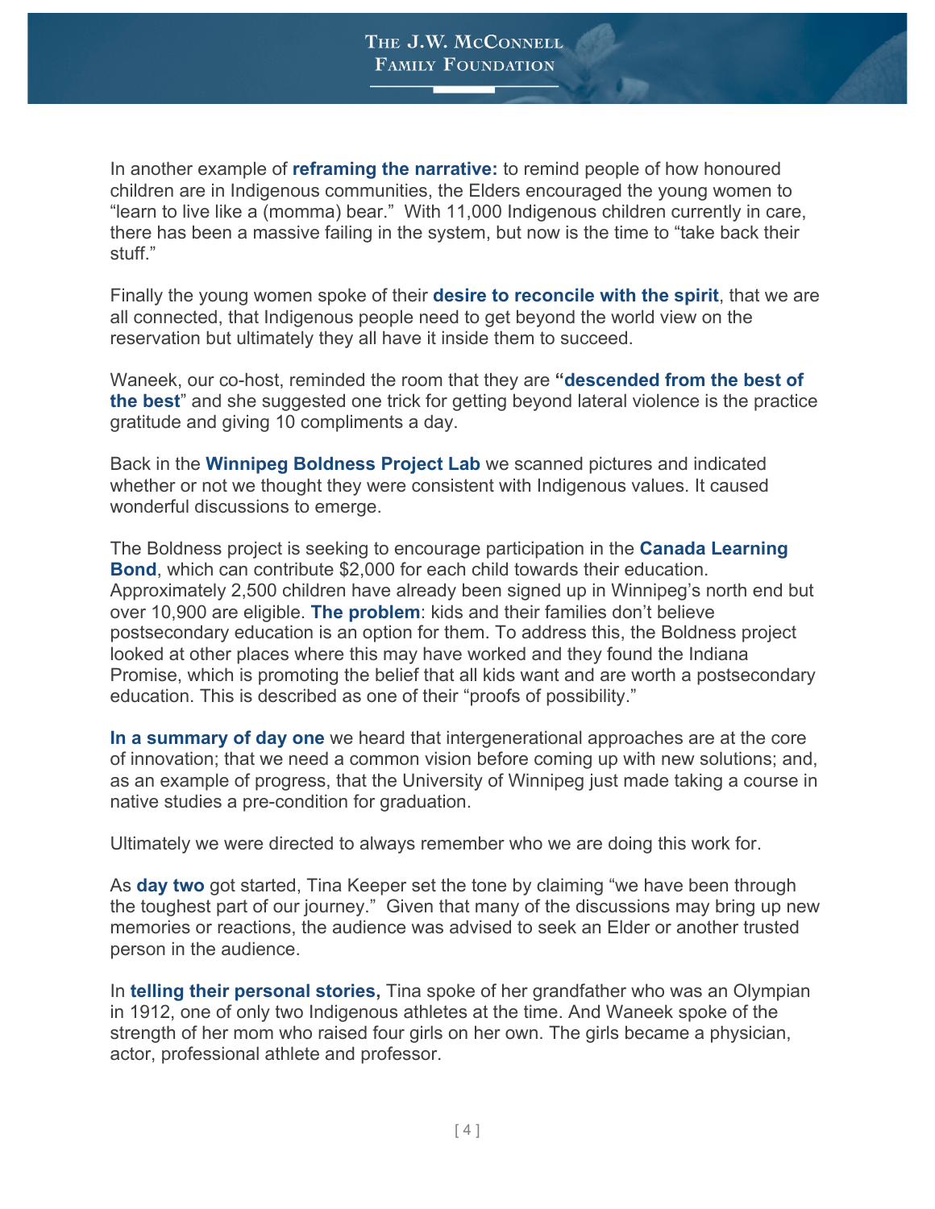In another example of **reframing the narrative:** to remind people of how honoured children are in Indigenous communities, the Elders encouraged the young women to "learn to live like a (momma) bear." With 11,000 Indigenous children currently in care, there has been a massive failing in the system, but now is the time to "take back their stuff."

Finally the young women spoke of their **desire to reconcile with the spirit**, that we are all connected, that Indigenous people need to get beyond the world view on the reservation but ultimately they all have it inside them to succeed.

Waneek, our co-host, reminded the room that they are **"descended from the best of the best"** and she suggested one trick for getting beyond lateral violence is the practice gratitude and giving 10 compliments a day.

Back in the **Winnipeg Boldness Project Lab** we scanned pictures and indicated whether or not we thought they were consistent with Indigenous values. It caused wonderful discussions to emerge.

The Boldness project is seeking to encourage participation in the **Canada Learning Bond**, which can contribute $2,000 for each child towards their education. Approximately 2,500 children have already been signed up in Winnipeg's north end but over 10,900 are eligible. **The problem**: kids and their families don't believe postsecondary education is an option for them. To address this, the Boldness project looked at other places where this may have worked and they found the Indiana Promise, which is promoting the belief that all kids want and are worth a postsecondary education. This is described as one of their "proofs of possibility."

**In a summary of day one** we heard that intergenerational approaches are at the core of innovation; that we need a common vision before coming up with new solutions; and, as an example of progress, that the University of Winnipeg just made taking a course in native studies a pre-condition for graduation.

Ultimately we were directed to always remember who we are doing this work for.

As **day two** got started, Tina Keeper set the tone by claiming "we have been through the toughest part of our journey." Given that many of the discussions may bring up new memories or reactions, the audience was advised to seek an Elder or another trusted person in the audience.

In **telling their personal stories,** Tina spoke of her grandfather who was an Olympian in 1912, one of only two Indigenous athletes at the time. And Waneek spoke of the strength of her mom who raised four girls on her own. The girls became a physician, actor, professional athlete and professor.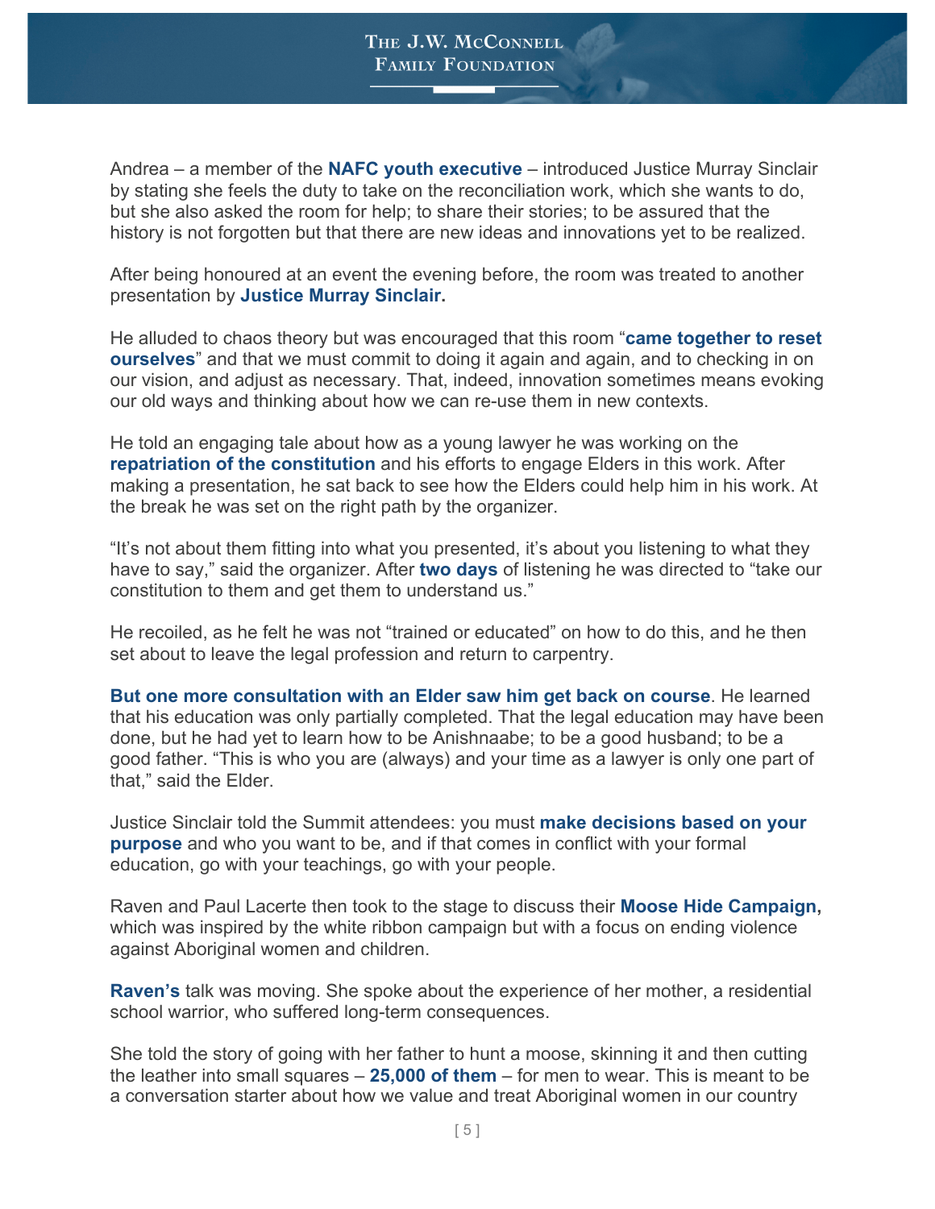Andrea – a member of the **NAFC youth executive** – introduced Justice Murray Sinclair by stating she feels the duty to take on the reconciliation work, which she wants to do, but she also asked the room for help; to share their stories; to be assured that the history is not forgotten but that there are new ideas and innovations yet to be realized.

After being honoured at an event the evening before, the room was treated to another presentation by **Justice Murray Sinclair.**

He alluded to chaos theory but was encouraged that this room "**came together to reset ourselves**" and that we must commit to doing it again and again, and to checking in on our vision, and adjust as necessary. That, indeed, innovation sometimes means evoking our old ways and thinking about how we can re-use them in new contexts.

He told an engaging tale about how as a young lawyer he was working on the **repatriation of the constitution** and his efforts to engage Elders in this work. After making a presentation, he sat back to see how the Elders could help him in his work. At the break he was set on the right path by the organizer.

"It's not about them fitting into what you presented, it's about you listening to what they have to say," said the organizer. After **two days** of listening he was directed to "take our constitution to them and get them to understand us."

He recoiled, as he felt he was not "trained or educated" on how to do this, and he then set about to leave the legal profession and return to carpentry.

**But one more consultation with an Elder saw him get back on course**. He learned that his education was only partially completed. That the legal education may have been done, but he had yet to learn how to be Anishnaabe; to be a good husband; to be a good father. "This is who you are (always) and your time as a lawyer is only one part of that," said the Elder.

Justice Sinclair told the Summit attendees: you must **make decisions based on your purpose** and who you want to be, and if that comes in conflict with your formal education, go with your teachings, go with your people.

Raven and Paul Lacerte then took to the stage to discuss their **Moose Hide Campaign,** which was inspired by the white ribbon campaign but with a focus on ending violence against Aboriginal women and children.

**Raven's** talk was moving. She spoke about the experience of her mother, a residential school warrior, who suffered long-term consequences.

She told the story of going with her father to hunt a moose, skinning it and then cutting the leather into small squares – **25,000 of them** – for men to wear. This is meant to be a conversation starter about how we value and treat Aboriginal women in our country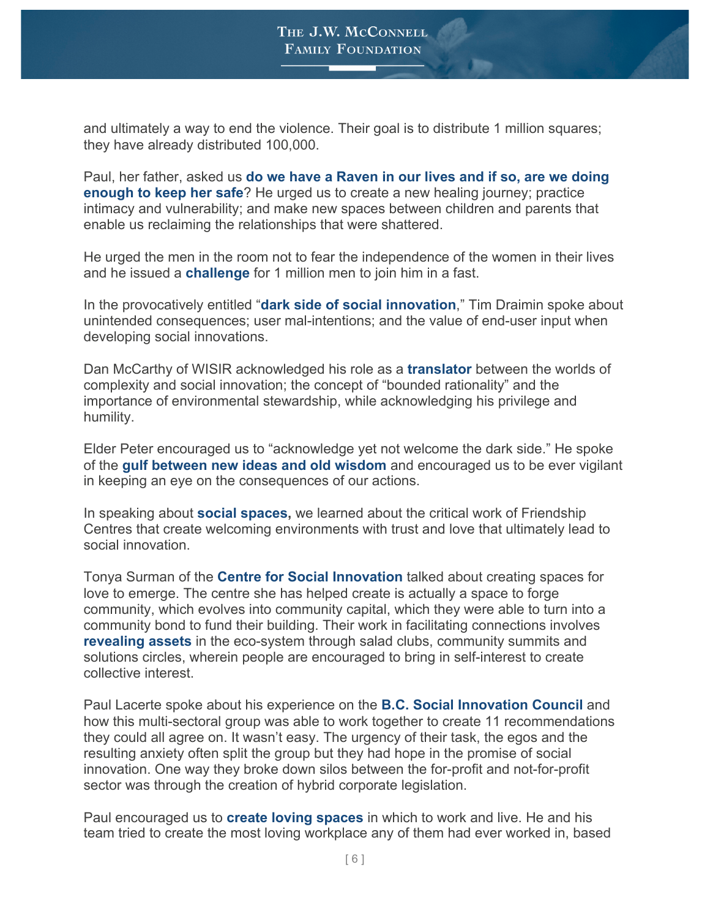and ultimately a way to end the violence. Their goal is to distribute 1 million squares; they have already distributed 100,000.

Paul, her father, asked us **do we have a Raven in our lives and if so, are we doing enough to keep her safe**? He urged us to create a new healing journey; practice intimacy and vulnerability; and make new spaces between children and parents that enable us reclaiming the relationships that were shattered.

He urged the men in the room not to fear the independence of the women in their lives and he issued a **challenge** for 1 million men to join him in a fast.

In the provocatively entitled "**dark side of social innovation**," Tim Draimin spoke about unintended consequences; user mal-intentions; and the value of end-user input when developing social innovations.

Dan McCarthy of WISIR acknowledged his role as a **translator** between the worlds of complexity and social innovation; the concept of "bounded rationality" and the importance of environmental stewardship, while acknowledging his privilege and humility.

Elder Peter encouraged us to "acknowledge yet not welcome the dark side." He spoke of the **gulf between new ideas and old wisdom** and encouraged us to be ever vigilant in keeping an eye on the consequences of our actions.

In speaking about **social spaces,** we learned about the critical work of Friendship Centres that create welcoming environments with trust and love that ultimately lead to social innovation.

Tonya Surman of the **Centre for Social Innovation** talked about creating spaces for love to emerge. The centre she has helped create is actually a space to forge community, which evolves into community capital, which they were able to turn into a community bond to fund their building. Their work in facilitating connections involves **revealing assets** in the eco-system through salad clubs, community summits and solutions circles, wherein people are encouraged to bring in self-interest to create collective interest.

Paul Lacerte spoke about his experience on the **B.C. Social Innovation Council** and how this multi-sectoral group was able to work together to create 11 recommendations they could all agree on. It wasn't easy. The urgency of their task, the egos and the resulting anxiety often split the group but they had hope in the promise of social innovation. One way they broke down silos between the for-profit and not-for-profit sector was through the creation of hybrid corporate legislation.

Paul encouraged us to **create loving spaces** in which to work and live. He and his team tried to create the most loving workplace any of them had ever worked in, based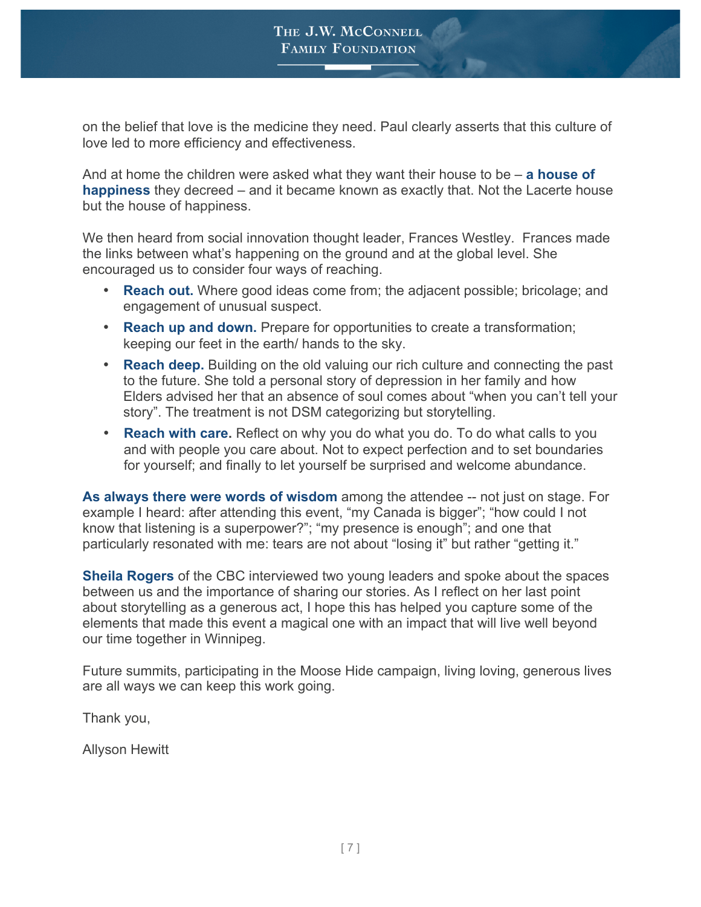on the belief that love is the medicine they need. Paul clearly asserts that this culture of love led to more efficiency and effectiveness.

And at home the children were asked what they want their house to be – **a house of happiness** they decreed – and it became known as exactly that. Not the Lacerte house but the house of happiness.

We then heard from social innovation thought leader, Frances Westley. Frances made the links between what's happening on the ground and at the global level. She encouraged us to consider four ways of reaching.

- **Reach out.** Where good ideas come from; the adjacent possible; bricolage; and engagement of unusual suspect.
- **Reach up and down.** Prepare for opportunities to create a transformation; keeping our feet in the earth/ hands to the sky.
- **Reach deep.** Building on the old valuing our rich culture and connecting the past to the future. She told a personal story of depression in her family and how Elders advised her that an absence of soul comes about "when you can't tell your story". The treatment is not DSM categorizing but storytelling.
- **Reach with care.** Reflect on why you do what you do. To do what calls to you and with people you care about. Not to expect perfection and to set boundaries for yourself; and finally to let yourself be surprised and welcome abundance.

**As always there were words of wisdom** among the attendee -- not just on stage. For example I heard: after attending this event, "my Canada is bigger"; "how could I not know that listening is a superpower?"; "my presence is enough"; and one that particularly resonated with me: tears are not about "losing it" but rather "getting it."

**Sheila Rogers** of the CBC interviewed two young leaders and spoke about the spaces between us and the importance of sharing our stories. As I reflect on her last point about storytelling as a generous act, I hope this has helped you capture some of the elements that made this event a magical one with an impact that will live well beyond our time together in Winnipeg.

Future summits, participating in the Moose Hide campaign, living loving, generous lives are all ways we can keep this work going.

Thank you,

Allyson Hewitt